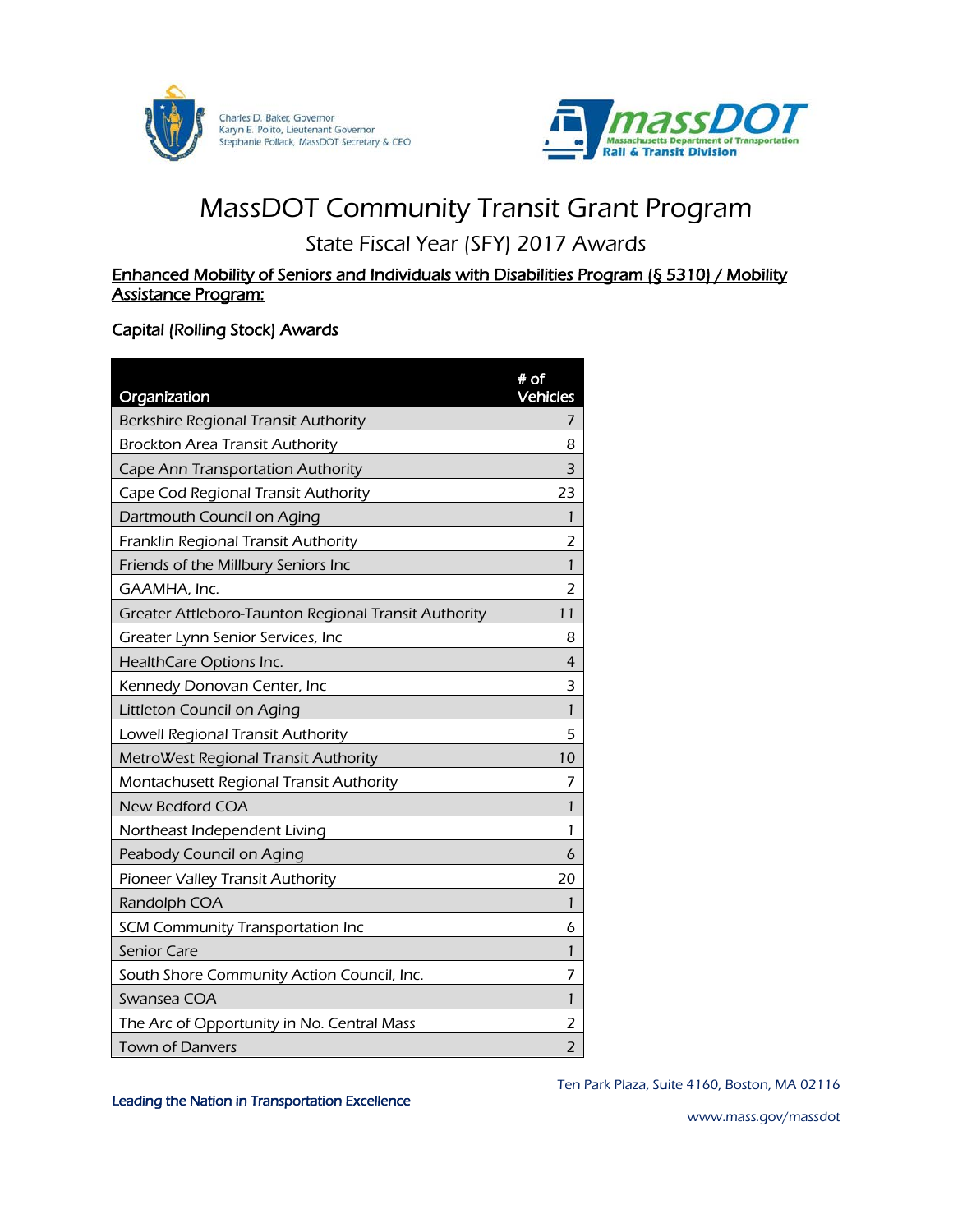Charles D. Baker, Governor
Karyn E. Polito, Lieutenant Governor
Stephanie Pollack, MassDOT Secretary & CEO

massDOT
Massachusetts Department of Transportation
Rail & Transit Division

# MassDOT Community Transit Grant Program

## State Fiscal Year (SFY) 2017 Awards

**Enhanced Mobility of Seniors and Individuals with Disabilities Program (§ 5310) / Mobility Assistance Program:**

### Capital (Rolling Stock) Awards

| Organization | # of Vehicles |
|---|---|
| Berkshire Regional Transit Authority | 7 |
| Brockton Area Transit Authority | 8 |
| Cape Ann Transportation Authority | 3 |
| Cape Cod Regional Transit Authority | 23 |
| Dartmouth Council on Aging | 1 |
| Franklin Regional Transit Authority | 2 |
| Friends of the Millbury Seniors Inc | 1 |
| GAAMHA, Inc. | 2 |
| Greater Attleboro-Taunton Regional Transit Authority | 11 |
| Greater Lynn Senior Services, Inc | 8 |
| HealthCare Options Inc. | 4 |
| Kennedy Donovan Center, Inc | 3 |
| Littleton Council on Aging | 1 |
| Lowell Regional Transit Authority | 5 |
| MetroWest Regional Transit Authority | 10 |
| Montachusett Regional Transit Authority | 7 |
| New Bedford COA | 1 |
| Northeast Independent Living | 1 |
| Peabody Council on Aging | 6 |
| Pioneer Valley Transit Authority | 20 |
| Randolph COA | 1 |
| SCM Community Transportation Inc | 6 |
| Senior Care | 1 |
| South Shore Community Action Council, Inc. | 7 |
| Swansea COA | 1 |
| The Arc of Opportunity in No. Central Mass | 2 |
| Town of Danvers | 2 |

Leading the Nation in Transportation Excellence

Ten Park Plaza, Suite 4160, Boston, MA 02116

www.mass.gov/massdot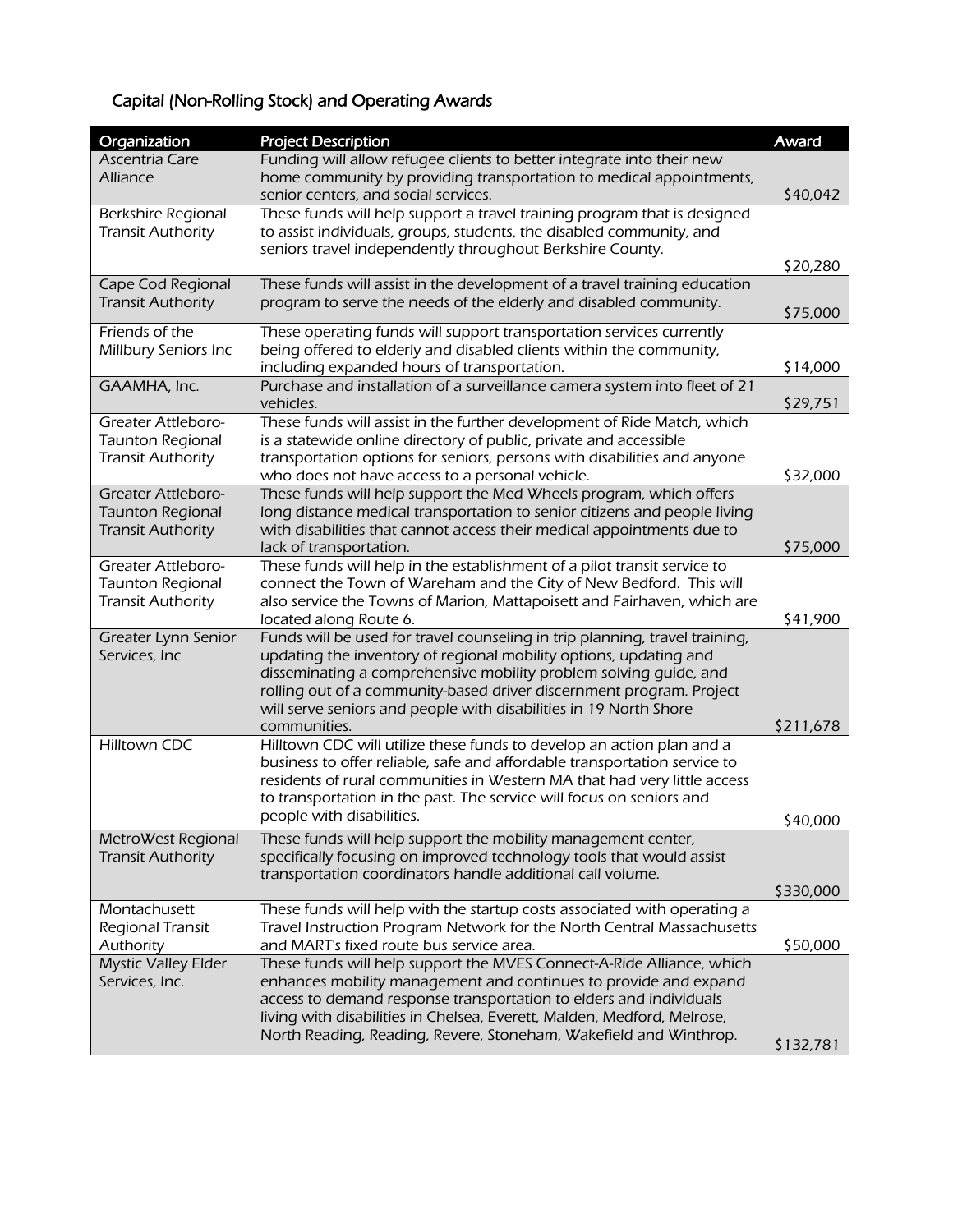## Capital (Non-Rolling Stock) and Operating Awards

| Organization | Project Description | Award |
|---|---|---|
| Ascentria Care Alliance | Funding will allow refugee clients to better integrate into their new home community by providing transportation to medical appointments, senior centers, and social services. | $40,042 |
| Berkshire Regional Transit Authority | These funds will help support a travel training program that is designed to assist individuals, groups, students, the disabled community, and seniors travel independently throughout Berkshire County. | $20,280 |
| Cape Cod Regional Transit Authority | These funds will assist in the development of a travel training education program to serve the needs of the elderly and disabled community. | $75,000 |
| Friends of the Millbury Seniors Inc | These operating funds will support transportation services currently being offered to elderly and disabled clients within the community, including expanded hours of transportation. | $14,000 |
| GAAMHA, Inc. | Purchase and installation of a surveillance camera system into fleet of 21 vehicles. | $29,751 |
| Greater Attleboro-Taunton Regional Transit Authority | These funds will assist in the further development of Ride Match, which is a statewide online directory of public, private and accessible transportation options for seniors, persons with disabilities and anyone who does not have access to a personal vehicle. | $32,000 |
| Greater Attleboro-Taunton Regional Transit Authority | These funds will help support the Med Wheels program, which offers long distance medical transportation to senior citizens and people living with disabilities that cannot access their medical appointments due to lack of transportation. | $75,000 |
| Greater Attleboro-Taunton Regional Transit Authority | These funds will help in the establishment of a pilot transit service to connect the Town of Wareham and the City of New Bedford. This will also service the Towns of Marion, Mattapoisett and Fairhaven, which are located along Route 6. | $41,900 |
| Greater Lynn Senior Services, Inc | Funds will be used for travel counseling in trip planning, travel training, updating the inventory of regional mobility options, updating and disseminating a comprehensive mobility problem solving guide, and rolling out of a community-based driver discernment program. Project will serve seniors and people with disabilities in 19 North Shore communities. | $211,678 |
| Hilltown CDC | Hilltown CDC will utilize these funds to develop an action plan and a business to offer reliable, safe and affordable transportation service to residents of rural communities in Western MA that had very little access to transportation in the past. The service will focus on seniors and people with disabilities. | $40,000 |
| MetroWest Regional Transit Authority | These funds will help support the mobility management center, specifically focusing on improved technology tools that would assist transportation coordinators handle additional call volume. | $330,000 |
| Montachusett Regional Transit Authority | These funds will help with the startup costs associated with operating a Travel Instruction Program Network for the North Central Massachusetts and MART's fixed route bus service area. | $50,000 |
| Mystic Valley Elder Services, Inc. | These funds will help support the MVES Connect-A-Ride Alliance, which enhances mobility management and continues to provide and expand access to demand response transportation to elders and individuals living with disabilities in Chelsea, Everett, Malden, Medford, Melrose, North Reading, Reading, Revere, Stoneham, Wakefield and Winthrop. | $132,781 |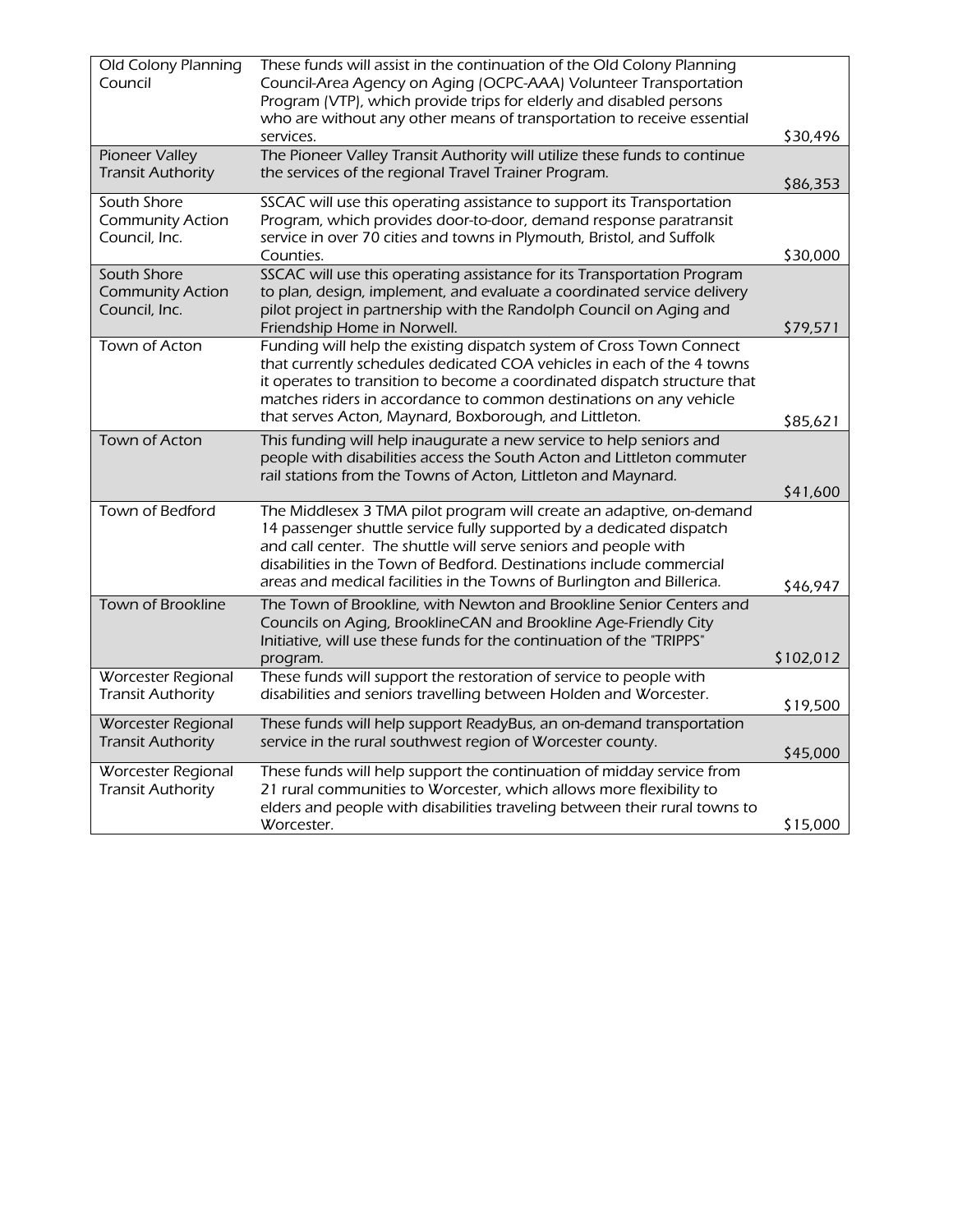| Old Colony Planning Council | These funds will assist in the continuation of the Old Colony Planning Council-Area Agency on Aging (OCPC-AAA) Volunteer Transportation Program (VTP), which provide trips for elderly and disabled persons who are without any other means of transportation to receive essential services. | $30,496 |
|---|---|---|
| Pioneer Valley Transit Authority | The Pioneer Valley Transit Authority will utilize these funds to continue the services of the regional Travel Trainer Program. | $86,353 |
| South Shore Community Action Council, Inc. | SSCAC will use this operating assistance to support its Transportation Program, which provides door-to-door, demand response paratransit service in over 70 cities and towns in Plymouth, Bristol, and Suffolk Counties. | $30,000 |
| South Shore Community Action Council, Inc. | SSCAC will use this operating assistance for its Transportation Program to plan, design, implement, and evaluate a coordinated service delivery pilot project in partnership with the Randolph Council on Aging and Friendship Home in Norwell. | $79,571 |
| Town of Acton | Funding will help the existing dispatch system of Cross Town Connect that currently schedules dedicated COA vehicles in each of the 4 towns it operates to transition to become a coordinated dispatch structure that matches riders in accordance to common destinations on any vehicle that serves Acton, Maynard, Boxborough, and Littleton. | $85,621 |
| Town of Acton | This funding will help inaugurate a new service to help seniors and people with disabilities access the South Acton and Littleton commuter rail stations from the Towns of Acton, Littleton and Maynard. | $41,600 |
| Town of Bedford | The Middlesex 3 TMA pilot program will create an adaptive, on-demand 14 passenger shuttle service fully supported by a dedicated dispatch and call center. The shuttle will serve seniors and people with disabilities in the Town of Bedford. Destinations include commercial areas and medical facilities in the Towns of Burlington and Billerica. | $46,947 |
| Town of Brookline | The Town of Brookline, with Newton and Brookline Senior Centers and Councils on Aging, BrooklineCAN and Brookline Age-Friendly City Initiative, will use these funds for the continuation of the "TRIPPS" program. | $102,012 |
| Worcester Regional Transit Authority | These funds will support the restoration of service to people with disabilities and seniors travelling between Holden and Worcester. | $19,500 |
| Worcester Regional Transit Authority | These funds will help support ReadyBus, an on-demand transportation service in the rural southwest region of Worcester county. | $45,000 |
| Worcester Regional Transit Authority | These funds will help support the continuation of midday service from 21 rural communities to Worcester, which allows more flexibility to elders and people with disabilities traveling between their rural towns to Worcester. | $15,000 |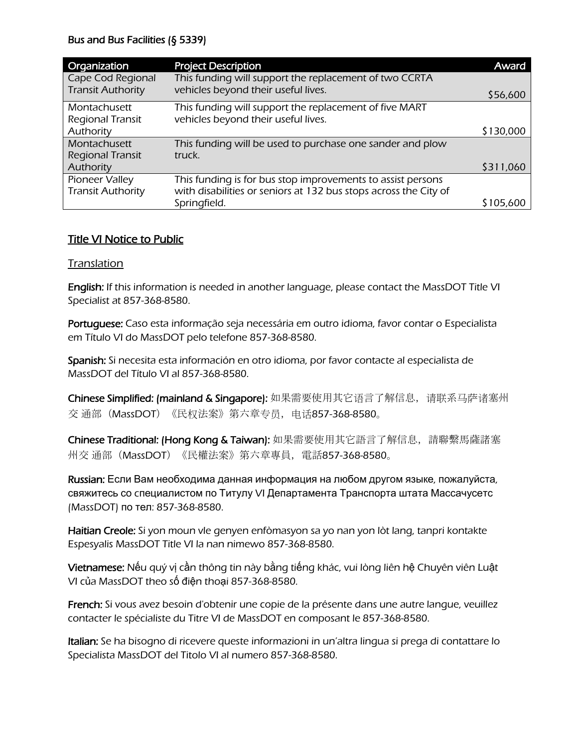**Bus and Bus Facilities (§ 5339)**

| Organization | Project Description | Award |
|---|---|---|
| Cape Cod Regional Transit Authority | This funding will support the replacement of two CCRTA vehicles beyond their useful lives. | $56,600 |
| Montachusett Regional Transit Authority | This funding will support the replacement of five MART vehicles beyond their useful lives. | $130,000 |
| Montachusett Regional Transit Authority | This funding will be used to purchase one sander and plow truck. | $311,060 |
| Pioneer Valley Transit Authority | This funding is for bus stop improvements to assist persons with disabilities or seniors at 132 bus stops across the City of Springfield. | $105,600 |

## Title VI Notice to Public

### Translation

**English:** *If this information is needed in another language, please contact the MassDOT Title VI Specialist at 857-368-8580.*

**Portuguese:** *Caso esta informação seja necessária em outro idioma, favor contar o Especialista em Título VI do MassDOT pelo telefone 857-368-8580.*

**Spanish:** *Si necesita esta información en otro idioma, por favor contacte al especialista de MassDOT del Título VI al 857-368-8580.*

**Chinese Simplified: (mainland & Singapore):** 如果需要使用其它语言了解信息，请联系马萨诸塞州交 通部（MassDOT）《民权法案》第六章专员，电话857-368-8580。

**Chinese Traditional: (Hong Kong & Taiwan):** 如果需要使用其它語言了解信息，請聯繫馬薩諸塞州交 通部（MassDOT）《民權法案》第六章專員，電話857-368-8580。

**Russian:** Если Вам необходима данная информация на любом другом языке, пожалуйста, свяжитесь со специалистом по Титулу VI Департамента Транспорта штата Массачусетс (MassDOT) по тел: 857-368-8580.

**Haitian Creole:** *Si yon moun vle genyen enfòmasyon sa yo nan yon lòt lang, tanpri kontakte Espesyalis MassDOT Title VI la nan nimewo 857-368-8580.*

**Vietnamese:** Nếu quý vị cần thông tin này bằng tiếng khác, vui lòng liên hệ Chuyên viên Luật VI của MassDOT theo số điện thoại 857-368-8580.

**French:** *Si vous avez besoin d'obtenir une copie de la présente dans une autre langue, veuillez contacter le spécialiste du Titre VI de MassDOT en composant le 857-368-8580.*

**Italian:** *Se ha bisogno di ricevere queste informazioni in un'altra lingua si prega di contattare lo Specialista MassDOT del Titolo VI al numero 857-368-8580.*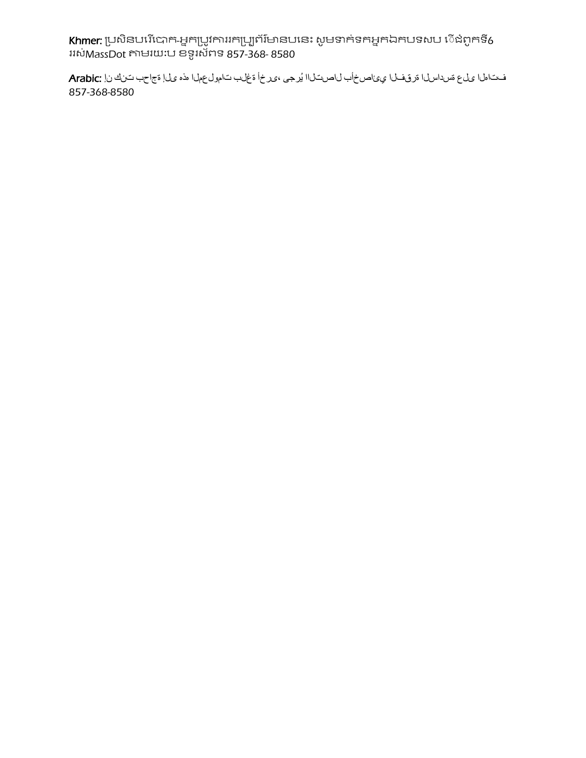**Khmer:** ប្រសិនបរើបោក-អ្នកប្រូវការរកប្បព័រមានបនេះ សូមទាក់ទកអ្នកឯកបទសប េីជំពូកទី6 របស់MassDot តាមរយៈប ខទូរស័ពទ 857-368- 8580

**Arabic:** إن كنت بحاجة إلى هذه المعلومات بلغة أخرى، يُرجى االتصال بأخصائيي الفقرة السادسة على الهاتف 857-368-8580